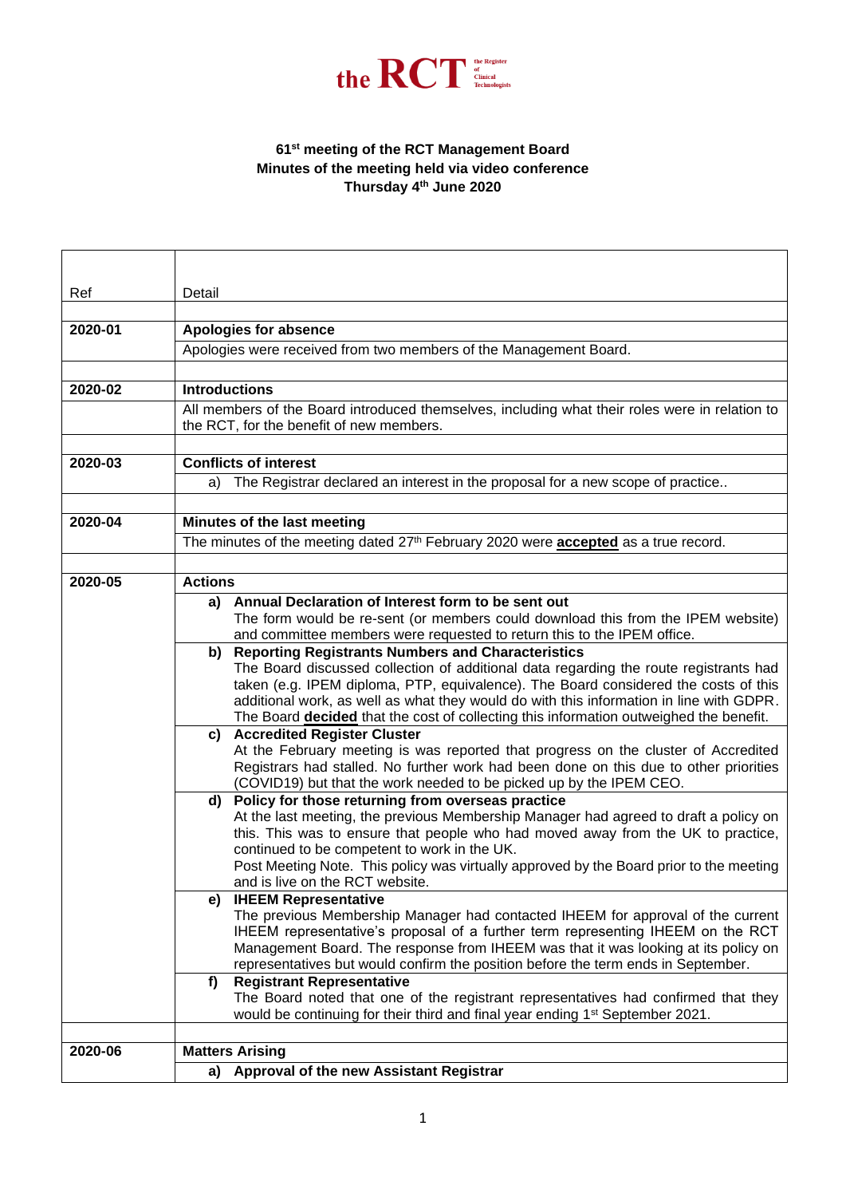the RCT the Register of Clinical Technologists

**61st meeting of the RCT Management Board**
**Minutes of the meeting held via video conference**
**Thursday 4th June 2020**

| Ref | Detail |
|---|---|
| | |
| **2020-01** | **Apologies for absence** |
| | Apologies were received from two members of the Management Board. |
| | |
| **2020-02** | **Introductions** |
| | All members of the Board introduced themselves, including what their roles were in relation to the RCT, for the benefit of new members. |
| | |
| **2020-03** | **Conflicts of interest** |
| | a) The Registrar declared an interest in the proposal for a new scope of practice.. |
| | |
| **2020-04** | **Minutes of the last meeting** |
| | The minutes of the meeting dated 27th February 2020 were **accepted** as a true record. |
| | |
| **2020-05** | **Actions** |
| | **a) Annual Declaration of Interest form to be sent out** The form would be re-sent (or members could download this from the IPEM website) and committee members were requested to return this to the IPEM office. |
| | **b) Reporting Registrants Numbers and Characteristics** The Board discussed collection of additional data regarding the route registrants had taken (e.g. IPEM diploma, PTP, equivalence). The Board considered the costs of this additional work, as well as what they would do with this information in line with GDPR. The Board **decided** that the cost of collecting this information outweighed the benefit. |
| | **c) Accredited Register Cluster** At the February meeting is was reported that progress on the cluster of Accredited Registrars had stalled. No further work had been done on this due to other priorities (COVID19) but that the work needed to be picked up by the IPEM CEO. |
| | **d) Policy for those returning from overseas practice** At the last meeting, the previous Membership Manager had agreed to draft a policy on this. This was to ensure that people who had moved away from the UK to practice, continued to be competent to work in the UK. Post Meeting Note. This policy was virtually approved by the Board prior to the meeting and is live on the RCT website. |
| | **e) IHEEM Representative** The previous Membership Manager had contacted IHEEM for approval of the current IHEEM representative's proposal of a further term representing IHEEM on the RCT Management Board. The response from IHEEM was that it was looking at its policy on representatives but would confirm the position before the term ends in September. |
| | **f) Registrant Representative** The Board noted that one of the registrant representatives had confirmed that they would be continuing for their third and final year ending 1st September 2021. |
| | |
| **2020-06** | **Matters Arising** |
| | **a) Approval of the new Assistant Registrar** |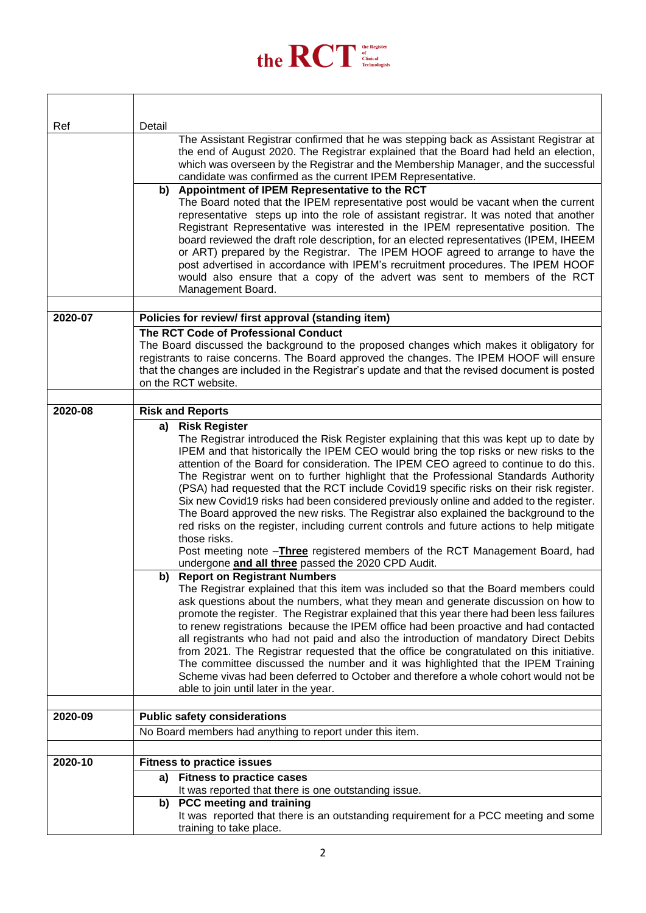| Ref | Detail |
|---|---|
| | The Assistant Registrar confirmed that he was stepping back as Assistant Registrar at the end of August 2020. The Registrar explained that the Board had held an election, which was overseen by the Registrar and the Membership Manager, and the successful candidate was confirmed as the current IPEM Representative. |
| | **b) Appointment of IPEM Representative to the RCT**<br>The Board noted that the IPEM representative post would be vacant when the current representative steps up into the role of assistant registrar. It was noted that another Registrant Representative was interested in the IPEM representative position. The board reviewed the draft role description, for an elected representatives (IPEM, IHEEM or ART) prepared by the Registrar. The IPEM HOOF agreed to arrange to have the post advertised in accordance with IPEM's recruitment procedures. The IPEM HOOF would also ensure that a copy of the advert was sent to members of the RCT Management Board. |
| | |
| **2020-07** | **Policies for review/ first approval (standing item)** |
| | **The RCT Code of Professional Conduct**<br>The Board discussed the background to the proposed changes which makes it obligatory for registrants to raise concerns. The Board approved the changes. The IPEM HOOF will ensure that the changes are included in the Registrar's update and that the revised document is posted on the RCT website. |
| | |
| **2020-08** | **Risk and Reports** |
| | **a) Risk Register**<br>The Registrar introduced the Risk Register explaining that this was kept up to date by IPEM and that historically the IPEM CEO would bring the top risks or new risks to the attention of the Board for consideration. The IPEM CEO agreed to continue to do this. The Registrar went on to further highlight that the Professional Standards Authority (PSA) had requested that the RCT include Covid19 specific risks on their risk register. Six new Covid19 risks had been considered previously online and added to the register. The Board approved the new risks. The Registrar also explained the background to the red risks on the register, including current controls and future actions to help mitigate those risks.<br>Post meeting note –**<u>Three</u>** registered members of the RCT Management Board, had undergone **<u>and all three</u>** passed the 2020 CPD Audit. |
| | **b) Report on Registrant Numbers**<br>The Registrar explained that this item was included so that the Board members could ask questions about the numbers, what they mean and generate discussion on how to promote the register. The Registrar explained that this year there had been less failures to renew registrations because the IPEM office had been proactive and had contacted all registrants who had not paid and also the introduction of mandatory Direct Debits from 2021. The Registrar requested that the office be congratulated on this initiative. The committee discussed the number and it was highlighted that the IPEM Training Scheme vivas had been deferred to October and therefore a whole cohort would not be able to join until later in the year. |
| | |
| **2020-09** | **Public safety considerations** |
| | No Board members had anything to report under this item. |
| | |
| **2020-10** | **Fitness to practice issues** |
| | **a) Fitness to practice cases**<br>It was reported that there is one outstanding issue. |
| | **b) PCC meeting and training**<br>It was reported that there is an outstanding requirement for a PCC meeting and some training to take place. |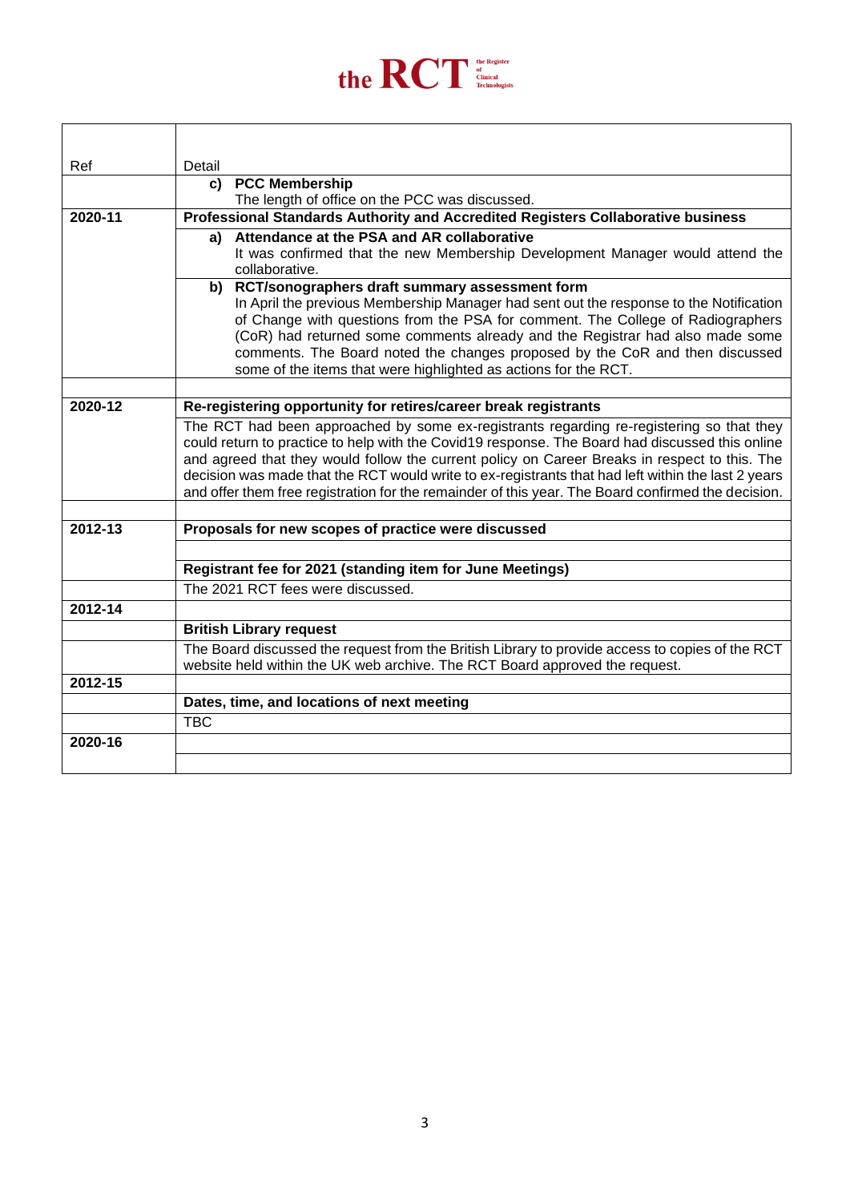| Ref | Detail |
|---|---|
| | **c) PCC Membership** The length of office on the PCC was discussed. |
| **2020-11** | **Professional Standards Authority and Accredited Registers Collaborative business** |
| | **a) Attendance at the PSA and AR collaborative** It was confirmed that the new Membership Development Manager would attend the collaborative. |
| | **b) RCT/sonographers draft summary assessment form** In April the previous Membership Manager had sent out the response to the Notification of Change with questions from the PSA for comment. The College of Radiographers (CoR) had returned some comments already and the Registrar had also made some comments. The Board noted the changes proposed by the CoR and then discussed some of the items that were highlighted as actions for the RCT. |
| | |
| **2020-12** | **Re-registering opportunity for retires/career break registrants** |
| | The RCT had been approached by some ex-registrants regarding re-registering so that they could return to practice to help with the Covid19 response. The Board had discussed this online and agreed that they would follow the current policy on Career Breaks in respect to this. The decision was made that the RCT would write to ex-registrants that had left within the last 2 years and offer them free registration for the remainder of this year. The Board confirmed the decision. |
| | |
| **2012-13** | **Proposals for new scopes of practice were discussed** |
| | |
| | **Registrant fee for 2021 (standing item for June Meetings)** |
| | The 2021 RCT fees were discussed. |
| **2012-14** | |
| | **British Library request** |
| | The Board discussed the request from the British Library to provide access to copies of the RCT website held within the UK web archive. The RCT Board approved the request. |
| **2012-15** | |
| | **Dates, time, and locations of next meeting** |
| | TBC |
| **2020-16** | |
| | |